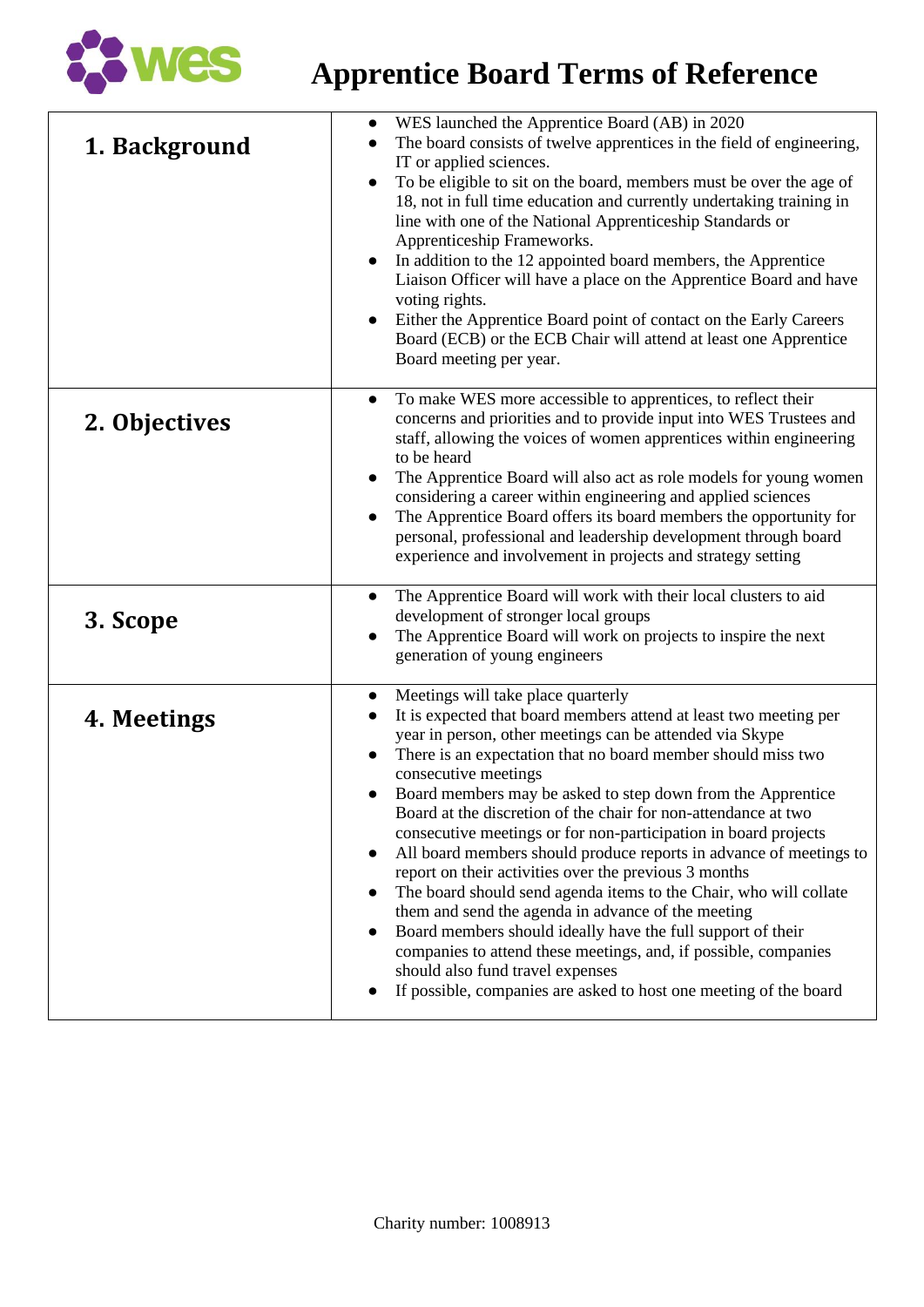# Apprentice Board Terms of Reference

## 1. Background

- WES launched the Apprentice Board (AB) in 2020
- The board consists of twelve apprentices in the field of engineering, IT or applied sciences.
- To be eligible to sit on the board, members must be over the age of 18, not in full time education and currently undertaking training in line with one of the National Apprenticeship Standards or Apprenticeship Frameworks.
- In addition to the 12 appointed board members, the Apprentice Liaison Officer will have a place on the Apprentice Board and have voting rights.
- Either the Apprentice Board point of contact on the Early Careers Board (ECB) or the ECB Chair will attend at least one Apprentice Board meeting per year.

## 2. Objectives

- To make WES more accessible to apprentices, to reflect their concerns and priorities and to provide input into WES Trustees and staff, allowing the voices of women apprentices within engineering to be heard
- The Apprentice Board will also act as role models for young women considering a career within engineering and applied sciences
- The Apprentice Board offers its board members the opportunity for personal, professional and leadership development through board experience and involvement in projects and strategy setting

## 3. Scope

- The Apprentice Board will work with their local clusters to aid development of stronger local groups
- The Apprentice Board will work on projects to inspire the next generation of young engineers

## 4. Meetings

- Meetings will take place quarterly
- It is expected that board members attend at least two meeting per year in person, other meetings can be attended via Skype
- There is an expectation that no board member should miss two consecutive meetings
- Board members may be asked to step down from the Apprentice Board at the discretion of the chair for non-attendance at two consecutive meetings or for non-participation in board projects
- All board members should produce reports in advance of meetings to report on their activities over the previous 3 months
- The board should send agenda items to the Chair, who will collate them and send the agenda in advance of the meeting
- Board members should ideally have the full support of their companies to attend these meetings, and, if possible, companies should also fund travel expenses
- If possible, companies are asked to host one meeting of the board

Charity number: 1008913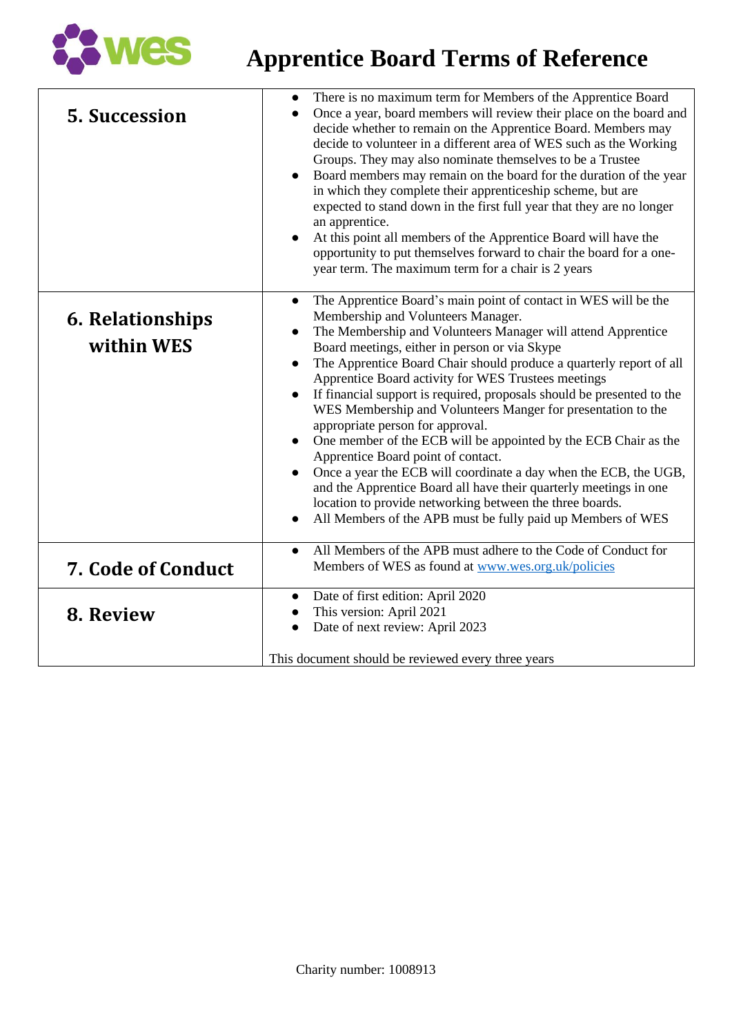# Apprentice Board Terms of Reference

| | |
|---|---|
| **5. Succession** | • There is no maximum term for Members of the Apprentice Board<br>• Once a year, board members will review their place on the board and decide whether to remain on the Apprentice Board. Members may decide to volunteer in a different area of WES such as the Working Groups. They may also nominate themselves to be a Trustee<br>• Board members may remain on the board for the duration of the year in which they complete their apprenticeship scheme, but are expected to stand down in the first full year that they are no longer an apprentice.<br>• At this point all members of the Apprentice Board will have the opportunity to put themselves forward to chair the board for a one-year term. The maximum term for a chair is 2 years |
| **6. Relationships within WES** | • The Apprentice Board's main point of contact in WES will be the Membership and Volunteers Manager.<br>• The Membership and Volunteers Manager will attend Apprentice Board meetings, either in person or via Skype<br>• The Apprentice Board Chair should produce a quarterly report of all Apprentice Board activity for WES Trustees meetings<br>• If financial support is required, proposals should be presented to the WES Membership and Volunteers Manger for presentation to the appropriate person for approval.<br>• One member of the ECB will be appointed by the ECB Chair as the Apprentice Board point of contact.<br>• Once a year the ECB will coordinate a day when the ECB, the UGB, and the Apprentice Board all have their quarterly meetings in one location to provide networking between the three boards.<br>• All Members of the APB must be fully paid up Members of WES |
| **7. Code of Conduct** | • All Members of the APB must adhere to the Code of Conduct for Members of WES as found at [www.wes.org.uk/policies](http://www.wes.org.uk/policies) |
| **8. Review** | • Date of first edition: April 2020<br>• This version: April 2021<br>• Date of next review: April 2023<br><br>This document should be reviewed every three years |

Charity number: 1008913